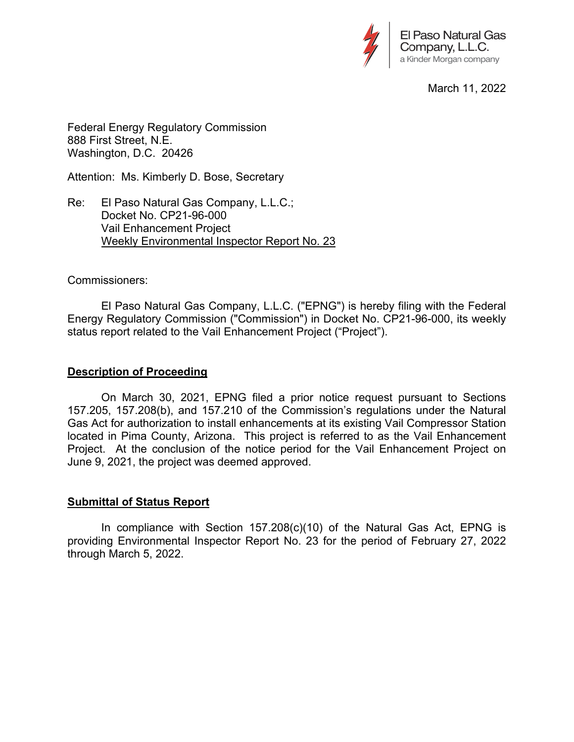El Paso Natural Gas Company, L.L.C.
a Kinder Morgan company

March 11, 2022

Federal Energy Regulatory Commission
888 First Street, N.E.
Washington, D.C. 20426

Attention: Ms. Kimberly D. Bose, Secretary

Re: El Paso Natural Gas Company, L.L.C.;
Docket No. CP21-96-000
Vail Enhancement Project
Weekly Environmental Inspector Report No. 23

Commissioners:

El Paso Natural Gas Company, L.L.C. ("EPNG") is hereby filing with the Federal Energy Regulatory Commission ("Commission") in Docket No. CP21-96-000, its weekly status report related to the Vail Enhancement Project ("Project").

**Description of Proceeding**

On March 30, 2021, EPNG filed a prior notice request pursuant to Sections 157.205, 157.208(b), and 157.210 of the Commission's regulations under the Natural Gas Act for authorization to install enhancements at its existing Vail Compressor Station located in Pima County, Arizona. This project is referred to as the Vail Enhancement Project. At the conclusion of the notice period for the Vail Enhancement Project on June 9, 2021, the project was deemed approved.

**Submittal of Status Report**

In compliance with Section 157.208(c)(10) of the Natural Gas Act, EPNG is providing Environmental Inspector Report No. 23 for the period of February 27, 2022 through March 5, 2022.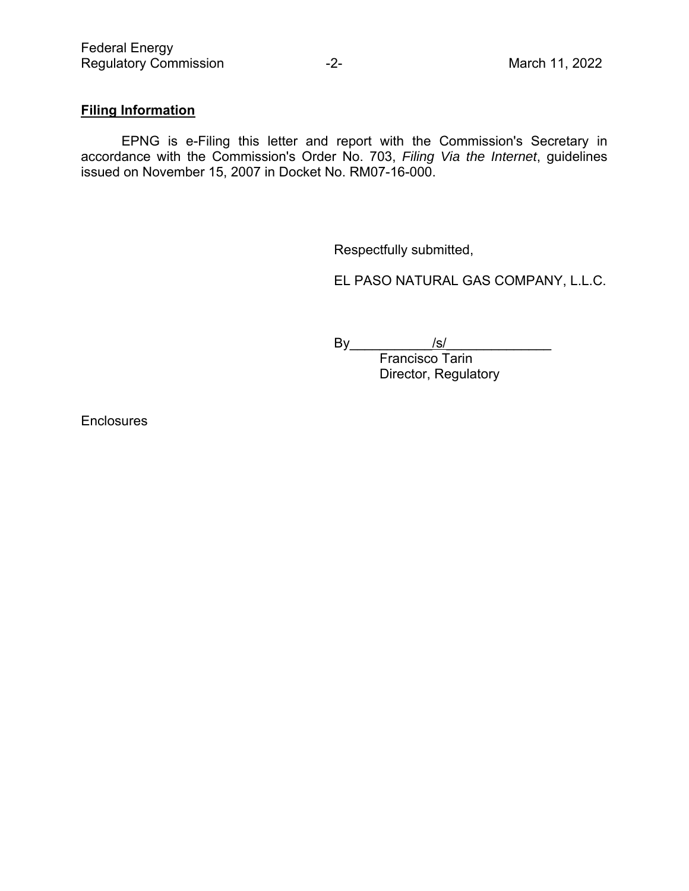**Filing Information**

EPNG is e-Filing this letter and report with the Commission's Secretary in accordance with the Commission's Order No. 703, *Filing Via the Internet*, guidelines issued on November 15, 2007 in Docket No. RM07-16-000.

Respectfully submitted,

EL PASO NATURAL GAS COMPANY, L.L.C.

By\_\_\_\_\_\_\_\_\_\_\_/s/\_\_\_\_\_\_\_\_\_\_\_\_\_\_
Francisco Tarin
Director, Regulatory

Enclosures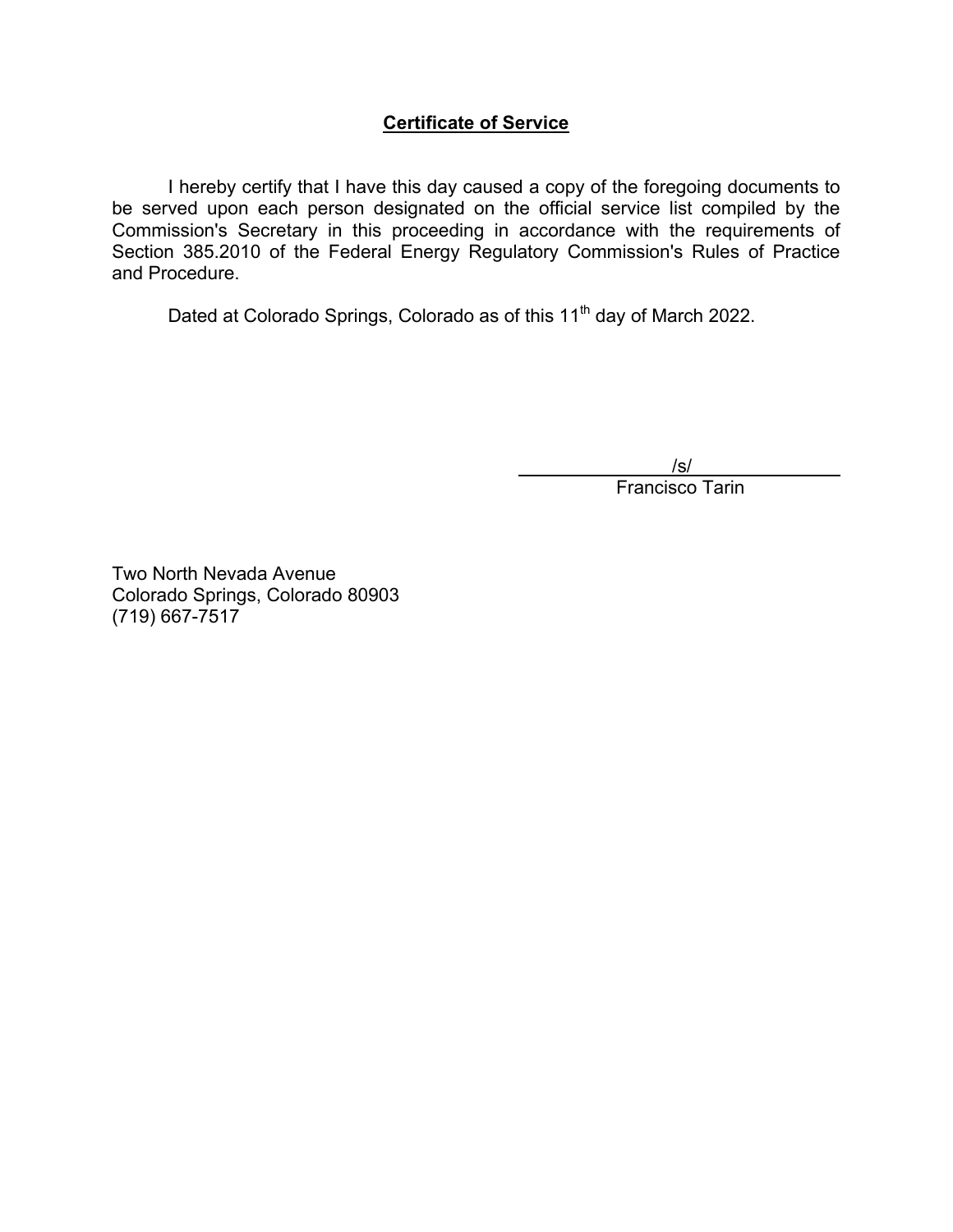# **Certificate of Service**

I hereby certify that I have this day caused a copy of the foregoing documents to be served upon each person designated on the official service list compiled by the Commission's Secretary in this proceeding in accordance with the requirements of Section 385.2010 of the Federal Energy Regulatory Commission's Rules of Practice and Procedure.

Dated at Colorado Springs, Colorado as of this 11th day of March 2022.

/s/
Francisco Tarin

Two North Nevada Avenue
Colorado Springs, Colorado 80903
(719) 667-7517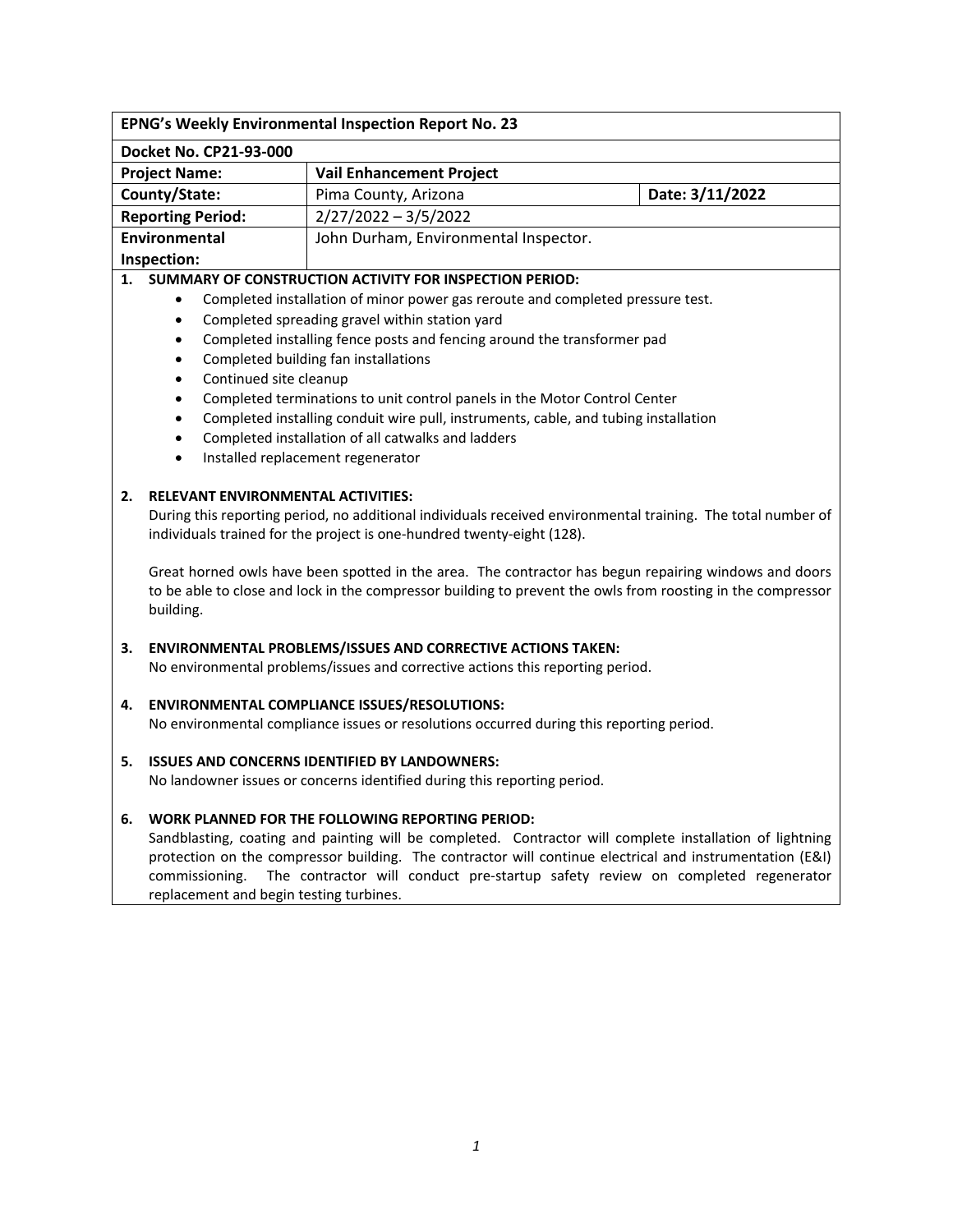| EPNG's Weekly Environmental Inspection Report No. 23 | | |
|---|---|---|
| **Docket No. CP21-93-000** | | |
| **Project Name:** | **Vail Enhancement Project** | |
| **County/State:** | Pima County, Arizona | **Date: 3/11/2022** |
| **Reporting Period:** | 2/27/2022 – 3/5/2022 | |
| **Environmental Inspection:** | John Durham, Environmental Inspector. | |

**1. SUMMARY OF CONSTRUCTION ACTIVITY FOR INSPECTION PERIOD:**

- Completed installation of minor power gas reroute and completed pressure test.
- Completed spreading gravel within station yard
- Completed installing fence posts and fencing around the transformer pad
- Completed building fan installations
- Continued site cleanup
- Completed terminations to unit control panels in the Motor Control Center
- Completed installing conduit wire pull, instruments, cable, and tubing installation
- Completed installation of all catwalks and ladders
- Installed replacement regenerator

**2. RELEVANT ENVIRONMENTAL ACTIVITIES:**

During this reporting period, no additional individuals received environmental training. The total number of individuals trained for the project is one-hundred twenty-eight (128).

Great horned owls have been spotted in the area. The contractor has begun repairing windows and doors to be able to close and lock in the compressor building to prevent the owls from roosting in the compressor building.

**3. ENVIRONMENTAL PROBLEMS/ISSUES AND CORRECTIVE ACTIONS TAKEN:**

No environmental problems/issues and corrective actions this reporting period.

**4. ENVIRONMENTAL COMPLIANCE ISSUES/RESOLUTIONS:**

No environmental compliance issues or resolutions occurred during this reporting period.

**5. ISSUES AND CONCERNS IDENTIFIED BY LANDOWNERS:**

No landowner issues or concerns identified during this reporting period.

**6. WORK PLANNED FOR THE FOLLOWING REPORTING PERIOD:**

Sandblasting, coating and painting will be completed. Contractor will complete installation of lightning protection on the compressor building. The contractor will continue electrical and instrumentation (E&I) commissioning. The contractor will conduct pre-startup safety review on completed regenerator replacement and begin testing turbines.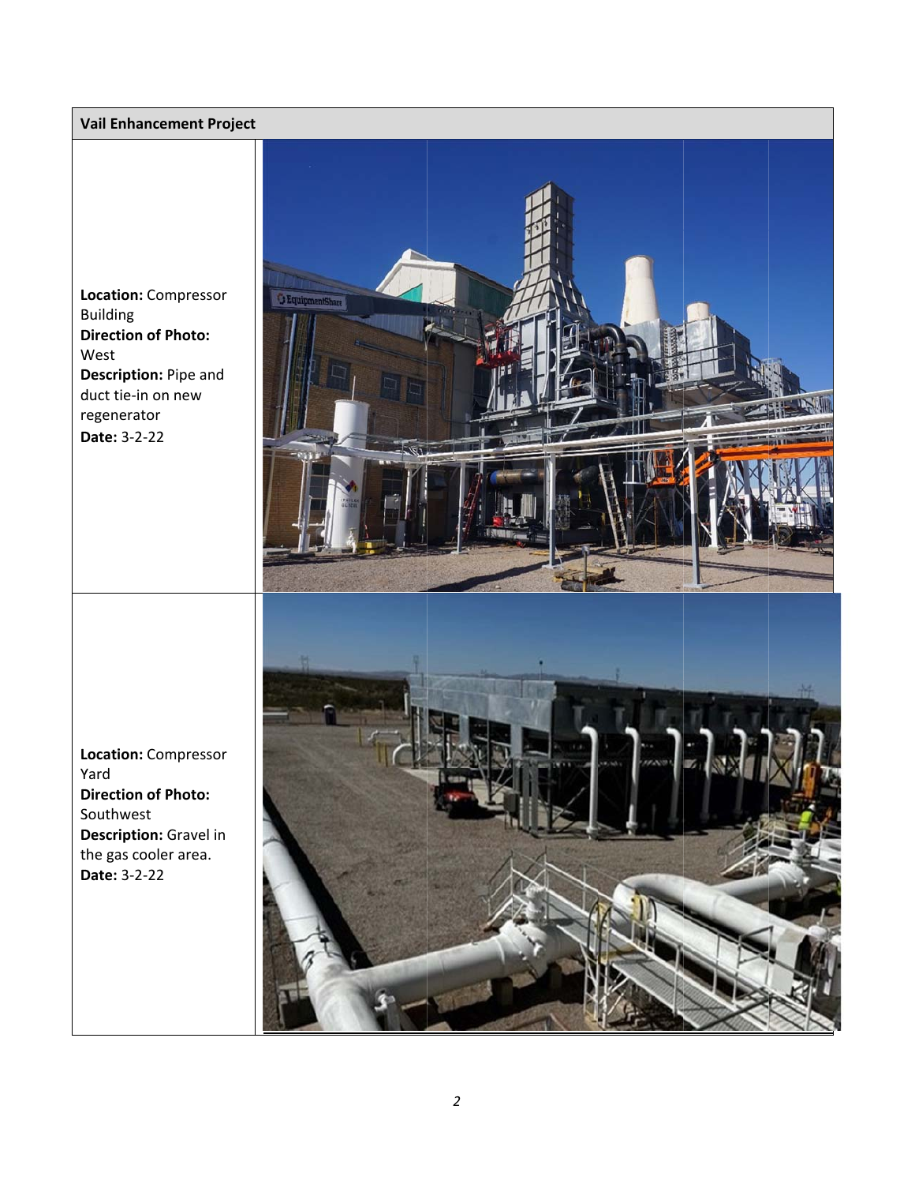| Vail Enhancement Project | |
|---|---|
| **Location:** Compressor Building<br>**Direction of Photo:** West<br>**Description:** Pipe and duct tie-in on new regenerator<br>**Date:** 3-2-22 | |
| **Location:** Compressor Yard<br>**Direction of Photo:** Southwest<br>**Description:** Gravel in the gas cooler area.<br>**Date:** 3-2-22 | |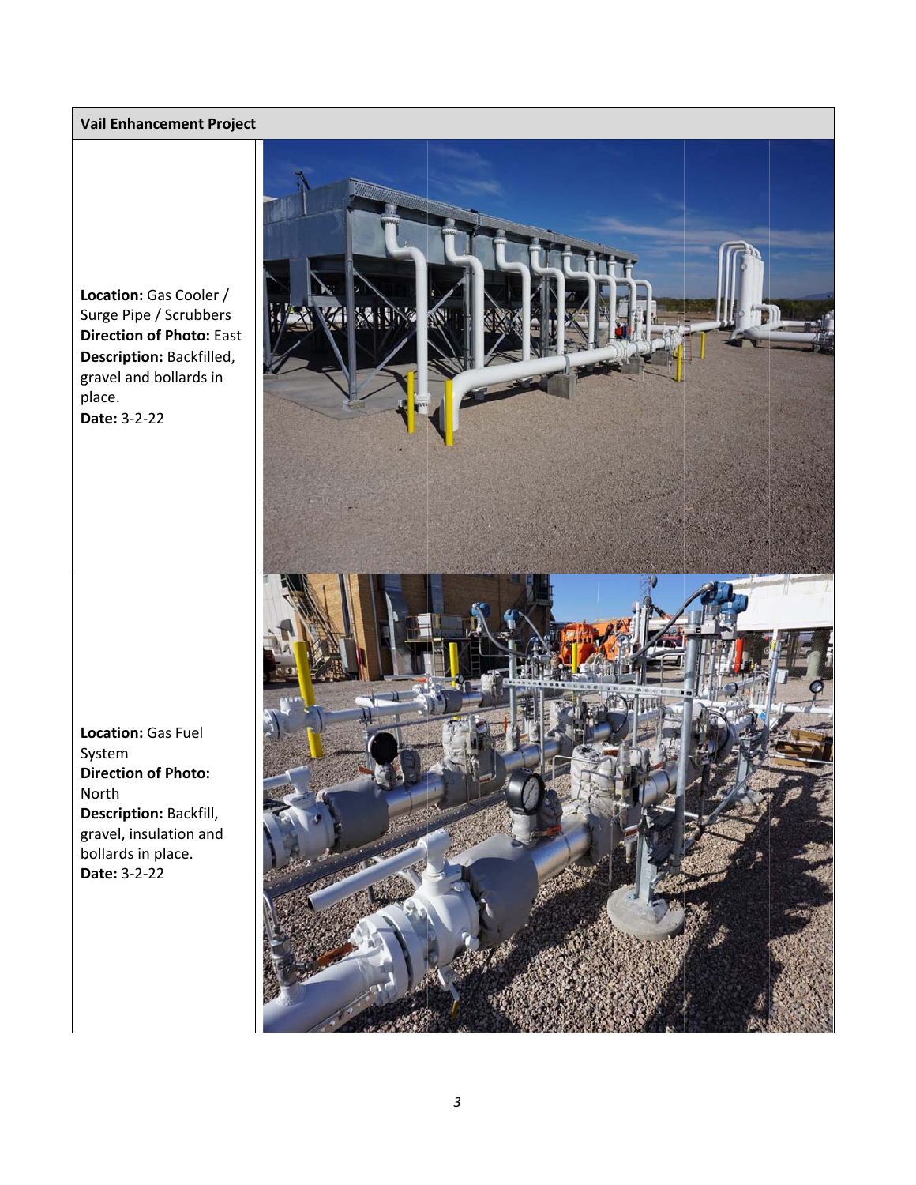| Vail Enhancement Project | |
|---|---|
| **Location:** Gas Cooler / Surge Pipe / Scrubbers<br>**Direction of Photo:** East<br>**Description:** Backfilled, gravel and bollards in place.<br>**Date:** 3-2-22 | |
| **Location:** Gas Fuel System<br>**Direction of Photo:** North<br>**Description:** Backfill, gravel, insulation and bollards in place.<br>**Date:** 3-2-22 | |